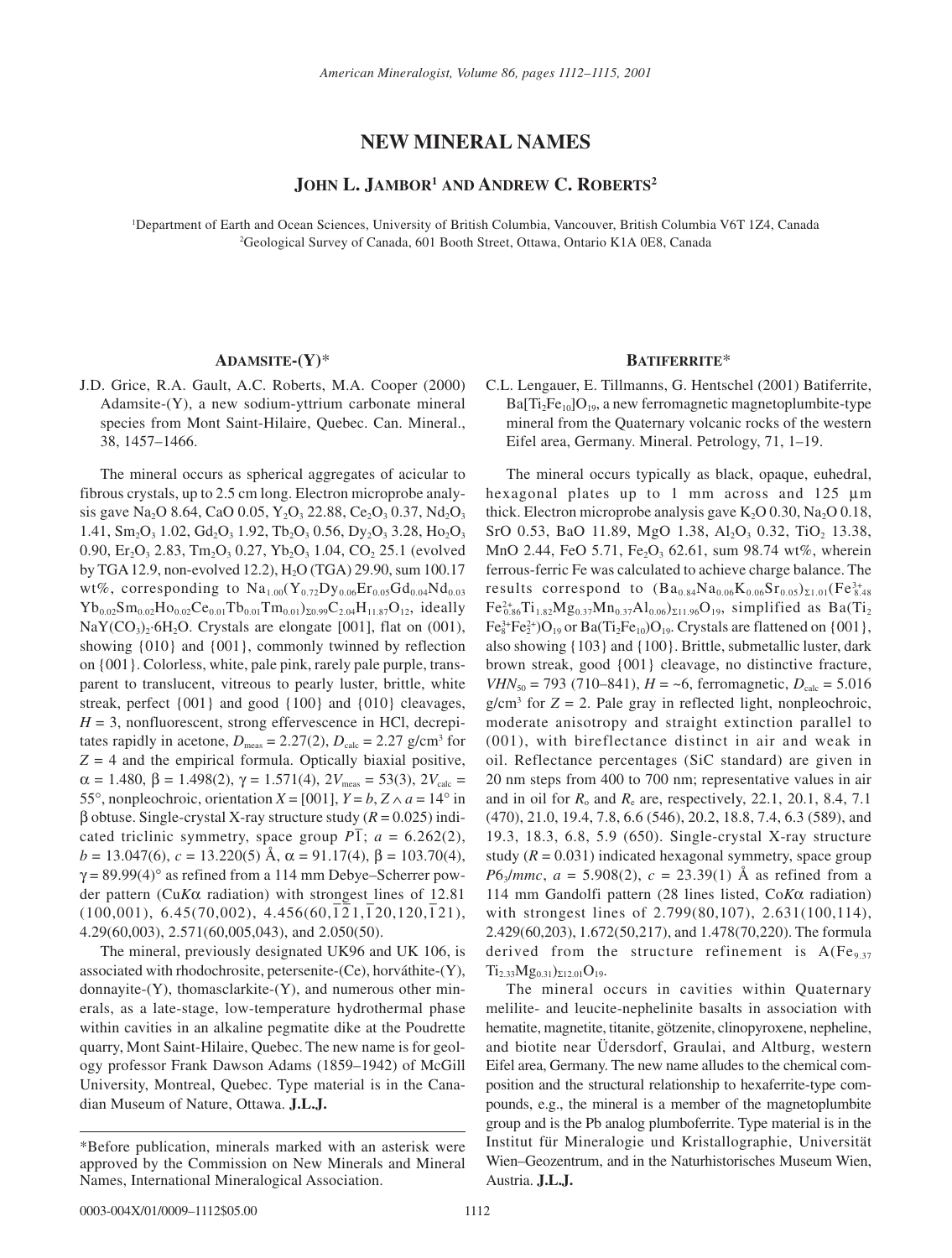# NEW MINERAL NAMES

## JOHN L. JAMBOR[1] AND ANDREW C. ROBERTS[2]

[1]Department of Earth and Ocean Sciences, University of British Columbia, Vancouver, British Columbia V6T 1Z4, Canada
[2]Geological Survey of Canada, 601 Booth Street, Ottawa, Ontario K1A 0E8, Canada

### ADAMSITE-(Y)*

J.D. Grice, R.A. Gault, A.C. Roberts, M.A. Cooper (2000) Adamsite-(Y), a new sodium-yttrium carbonate mineral species from Mont Saint-Hilaire, Quebec. Can. Mineral., 38, 1457–1466.

The mineral occurs as spherical aggregates of acicular to fibrous crystals, up to 2.5 cm long. Electron microprobe analysis gave $Na_2O$ 8.64, CaO 0.05, $Y_2O_3$ 22.88, $Ce_2O_3$ 0.37, $Nd_2O_3$ 1.41, $Sm_2O_3$ 1.02, $Gd_2O_3$ 1.92, $Tb_2O_3$ 0.56, $Dy_2O_3$ 3.28, $Ho_2O_3$ 0.90, $Er_2O_3$ 2.83, $Tm_2O_3$ 0.27, $Yb_2O_3$ 1.04, $CO_2$ 25.1 (evolved by TGA 12.9, non-evolved 12.2), $H_2O$ (TGA) 29.90, sum 100.17 wt%, corresponding to $Na_{1.00}(Y_{0.72}Dy_{0.06}Er_{0.05}Gd_{0.04}Nd_{0.03}Yb_{0.02}Sm_{0.02}Ho_{0.02}Ce_{0.01}Tb_{0.01}Tm_{0.01})_{\Sigma 0.99}C_{2.04}H_{11.87}O_{12}$, ideally $NaY(CO_3)_2 \cdot 6H_2O$. Crystals are elongate [001], flat on (001), showing {010} and {001}, commonly twinned by reflection on {001}. Colorless, white, pale pink, rarely pale purple, transparent to translucent, vitreous to pearly luster, brittle, white streak, perfect {001} and good {100} and {010} cleavages, $H$ = 3, nonfluorescent, strong effervescence in HCl, decrepitates rapidly in acetone, $D_{meas}$ = 2.27(2), $D_{calc}$ = 2.27 g/cm$^3$ for $Z$ = 4 and the empirical formula. Optically biaxial positive, $\alpha$ = 1.480, $\beta$ = 1.498(2), $\gamma$ = 1.571(4), $2V_{meas}$ = 53(3), $2V_{calc}$ = 55°, nonpleochroic, orientation $X$ = [001], $Y$ = $b$, $Z \wedge a$ = 14° in $\beta$ obtuse. Single-crystal X-ray structure study ($R$ = 0.025) indicated triclinic symmetry, space group $P\bar{1}$; $a$ = 6.262(2), $b$ = 13.047(6), $c$ = 13.220(5) Å, $\alpha$ = 91.17(4), $\beta$ = 103.70(4), $\gamma$ = 89.99(4)° as refined from a 114 mm Debye–Scherrer powder pattern (Cu$K\alpha$ radiation) with strongest lines of 12.81 (100,001), 6.45(70,002), 4.456(60,$\bar{1}\bar{2}$1,$\bar{1}$20,120,$\bar{1}$21), 4.29(60,003), 2.571(60,005,043), and 2.050(50).

The mineral, previously designated UK96 and UK 106, is associated with rhodochrosite, petersenite-(Ce), horváthite-(Y), donnayite-(Y), thomasclarkite-(Y), and numerous other minerals, as a late-stage, low-temperature hydrothermal phase within cavities in an alkaline pegmatite dike at the Poudrette quarry, Mont Saint-Hilaire, Quebec. The new name is for geology professor Frank Dawson Adams (1859–1942) of McGill University, Montreal, Quebec. Type material is in the Canadian Museum of Nature, Ottawa. **J.L.J.**

### BATIFERRITE*

C.L. Lengauer, E. Tillmanns, G. Hentschel (2001) Batiferrite, $Ba[Ti_2Fe_{10}]O_{19}$, a new ferromagnetic magnetoplumbite-type mineral from the Quaternary volcanic rocks of the western Eifel area, Germany. Mineral. Petrology, 71, 1–19.

The mineral occurs typically as black, opaque, euhedral, hexagonal plates up to 1 mm across and 125 μm thick. Electron microprobe analysis gave $K_2O$ 0.30, $Na_2O$ 0.18, SrO 0.53, BaO 11.89, MgO 1.38, $Al_2O_3$ 0.32, $TiO_2$ 13.38, MnO 2.44, FeO 5.71, $Fe_2O_3$ 62.61, sum 98.74 wt%, wherein ferrous-ferric Fe was calculated to achieve charge balance. The results correspond to $(Ba_{0.84}Na_{0.06}K_{0.06}Sr_{0.05})_{\Sigma 1.01}(Fe^{3+}_{8.48}Fe^{2+}_{0.86}Ti_{1.82}Mg_{0.37}Mn_{0.37}Al_{0.06})_{\Sigma 11.96}O_{19}$, simplified as $Ba(Ti_2Fe^{3+}_8Fe^{2+}_2)O_{19}$ or $Ba(Ti_2Fe_{10})O_{19}$. Crystals are flattened on {001}, also showing {103} and {100}. Brittle, submetallic luster, dark brown streak, good {001} cleavage, no distinctive fracture, $VHN_{50}$ = 793 (710–841), $H$ = ~6, ferromagnetic, $D_{calc}$ = 5.016 g/cm$^3$ for $Z$ = 2. Pale gray in reflected light, nonpleochroic, moderate anisotropy and straight extinction parallel to (001), with bireflectance distinct in air and weak in oil. Reflectance percentages (SiC standard) are given in 20 nm steps from 400 to 700 nm; representative values in air and in oil for $R_o$ and $R_e$ are, respectively, 22.1, 20.1, 8.4, 7.1 (470), 21.0, 19.4, 7.8, 6.6 (546), 20.2, 18.8, 7.4, 6.3 (589), and 19.3, 18.3, 6.8, 5.9 (650). Single-crystal X-ray structure study ($R$ = 0.031) indicated hexagonal symmetry, space group $P6_3/mmc$, $a$ = 5.908(2), $c$ = 23.39(1) Å as refined from a 114 mm Gandolfi pattern (28 lines listed, Co$K\alpha$ radiation) with strongest lines of 2.799(80,107), 2.631(100,114), 2.429(60,203), 1.672(50,217), and 1.478(70,220). The formula derived from the structure refinement is $A(Fe_{9.37}Ti_{2.33}Mg_{0.31})_{\Sigma 12.01}O_{19}$.

The mineral occurs in cavities within Quaternary melilite- and leucite-nephelinite basalts in association with hematite, magnetite, titanite, götzenite, clinopyroxene, nepheline, and biotite near Üdersdorf, Graulai, and Altburg, western Eifel area, Germany. The new name alludes to the chemical composition and the structural relationship to hexaferrite-type compounds, e.g., the mineral is a member of the magnetoplumbite group and is the Pb analog plumboferrite. Type material is in the Institut für Mineralogie und Kristallographie, Universität Wien–Geozentrum, and in the Naturhistorisches Museum Wien, Austria. **J.L.J.**

---

*Before publication, minerals marked with an asterisk were approved by the Commission on New Minerals and Mineral Names, International Mineralogical Association.

0003-004X/01/0009–1112$05.00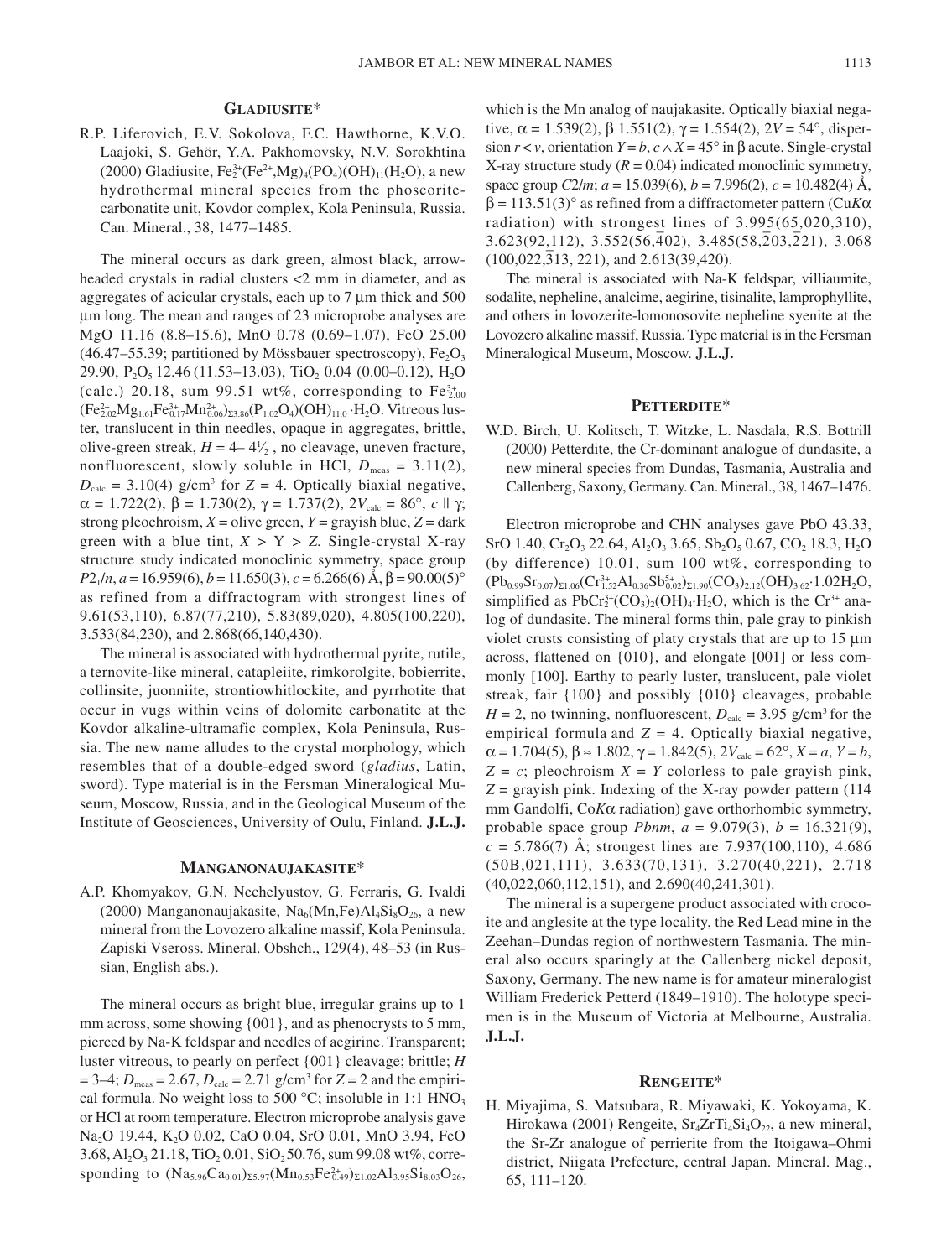## GLADIUSITE*

R.P. Liferovich, E.V. Sokolova, F.C. Hawthorne, K.V.O. Laajoki, S. Gehör, Y.A. Pakhomovsky, N.V. Sorokhtina (2000) Gladiusite, $Fe^{3+}_2(Fe^{2+},Mg)_4(PO_4)(OH)_{11}(H_2O)$, a new hydrothermal mineral species from the phoscorite-carbonatite unit, Kovdor complex, Kola Peninsula, Russia. Can. Mineral., 38, 1477–1485.

The mineral occurs as dark green, almost black, arrow-headed crystals in radial clusters <2 mm in diameter, and as aggregates of acicular crystals, each up to 7 μm thick and 500 μm long. The mean and ranges of 23 microprobe analyses are MgO 11.16 (8.8–15.6), MnO 0.78 (0.69–1.07), FeO 25.00 (46.47–55.39; partitioned by Mössbauer spectroscopy), $Fe_2O_3$ 29.90, $P_2O_5$ 12.46 (11.53–13.03), $TiO_2$ 0.04 (0.00–0.12), $H_2O$ (calc.) 20.18, sum 99.51 wt%, corresponding to $Fe^{3+}_{2.00}(Fe^{2+}_{2.02}Mg_{1.61}Fe^{3+}_{0.17}Mn^{2+}_{0.06})_{\Sigma 3.86}(P_{1.02}O_4)(OH)_{11.0}\cdot H_2O$. Vitreous luster, translucent in thin needles, opaque in aggregates, brittle, olive-green streak, $H$ = 4– 4½ , no cleavage, uneven fracture, nonfluorescent, slowly soluble in HCl, $D_{meas}$ = 3.11(2), $D_{calc}$ = 3.10(4) g/cm³ for $Z$ = 4. Optically biaxial negative, $\alpha$ = 1.722(2), $\beta$ = 1.730(2), $\gamma$ = 1.737(2), $2V_{calc}$ = 86°, $c \parallel \gamma$; strong pleochroism, $X$ = olive green, $Y$ = grayish blue, $Z$ = dark green with a blue tint, $X > Y > Z$. Single-crystal X-ray structure study indicated monoclinic symmetry, space group $P2_1/n$, $a$ = 16.959(6), $b$ = 11.650(3), $c$ = 6.266(6) Å, $\beta$ = 90.00(5)° as refined from a diffractogram with strongest lines of 9.61(53,110), 6.87(77,210), 5.83(89,020), 4.805(100,220), 3.533(84,230), and 2.868(66,140,430).

The mineral is associated with hydrothermal pyrite, rutile, a ternovite-like mineral, catapleiite, rimkorolgite, bobierrite, collinsite, juonniite, strontiowhitlockite, and pyrrhotite that occur in vugs within veins of dolomite carbonatite at the Kovdor alkaline-ultramafic complex, Kola Peninsula, Russia. The new name alludes to the crystal morphology, which resembles that of a double-edged sword (*gladius*, Latin, sword). Type material is in the Fersman Mineralogical Museum, Moscow, Russia, and in the Geological Museum of the Institute of Geosciences, University of Oulu, Finland. **J.L.J.**

## MANGANONAUJAKASITE*

A.P. Khomyakov, G.N. Nechelyustov, G. Ferraris, G. Ivaldi (2000) Manganonaujakasite, $Na_6(Mn,Fe)Al_4Si_8O_{26}$, a new mineral from the Lovozero alkaline massif, Kola Peninsula. Zapiski Vseross. Mineral. Obshch., 129(4), 48–53 (in Russian, English abs.).

The mineral occurs as bright blue, irregular grains up to 1 mm across, some showing {001}, and as phenocrysts to 5 mm, pierced by Na-K feldspar and needles of aegirine. Transparent; luster vitreous, to pearly on perfect {001} cleavage; brittle; $H$ = 3–4; $D_{meas}$ = 2.67, $D_{calc}$ = 2.71 g/cm³ for $Z$ = 2 and the empirical formula. No weight loss to 500 °C; insoluble in 1:1 $HNO_3$ or HCl at room temperature. Electron microprobe analysis gave $Na_2O$ 19.44, $K_2O$ 0.02, CaO 0.04, SrO 0.01, MnO 3.94, FeO 3.68, $Al_2O_3$ 21.18, $TiO_2$ 0.01, $SiO_2$ 50.76, sum 99.08 wt%, corresponding to $(Na_{5.96}Ca_{0.01})_{\Sigma 5.97}(Mn_{0.53}Fe^{2+}_{0.49})_{\Sigma 1.02}Al_{3.95}Si_{8.03}O_{26}$, which is the Mn analog of naujakasite. Optically biaxial negative, $\alpha$ = 1.539(2), $\beta$ 1.551(2), $\gamma$ = 1.554(2), $2V$ = 54°, dispersion $r < v$, orientation $Y = b$, $c \wedge X$ = 45° in $\beta$ acute. Single-crystal X-ray structure study ($R$ = 0.04) indicated monoclinic symmetry, space group $C2/m$; $a$ = 15.039(6), $b$ = 7.996(2), $c$ = 10.482(4) Å, $\beta$ = 113.51(3)° as refined from a diffractometer pattern (Cu$K\alpha$ radiation) with strongest lines of 3.995(65,020,310), 3.623(92,$\bar{1}$12), 3.552(56,$\bar{4}$02), 3.485(58,$\bar{2}$03,$\bar{2}$21), 3.068 (100,022,$\bar{3}$13, 221), and 2.613(39,420).

The mineral is associated with Na-K feldspar, villiaumite, sodalite, nepheline, analcime, aegirine, tisinalite, lamprophyllite, and others in lovozerite-lomonosovite nepheline syenite at the Lovozero alkaline massif, Russia. Type material is in the Fersman Mineralogical Museum, Moscow. **J.L.J.**

## PETTERDITE*

W.D. Birch, U. Kolitsch, T. Witzke, L. Nasdala, R.S. Bottrill (2000) Petterdite, the Cr-dominant analogue of dundasite, a new mineral species from Dundas, Tasmania, Australia and Callenberg, Saxony, Germany. Can. Mineral., 38, 1467–1476.

Electron microprobe and CHN analyses gave PbO 43.33, SrO 1.40, $Cr_2O_3$ 22.64, $Al_2O_3$ 3.65, $Sb_2O_5$ 0.67, $CO_2$ 18.3, $H_2O$ (by difference) 10.01, sum 100 wt%, corresponding to $(Pb_{0.99}Sr_{0.07})_{\Sigma 1.06}(Cr^{3+}_{1.52}Al_{0.36}Sb^{5+}_{0.02})_{\Sigma 1.90}(CO_3)_{2.12}(OH)_{3.62}\cdot 1.02H_2O$, simplified as $PbCr^{3+}_2(CO_3)_2(OH)_4\cdot H_2O$, which is the $Cr^{3+}$ analog of dundasite. The mineral forms thin, pale gray to pinkish violet crusts consisting of platy crystals that are up to 15 μm across, flattened on {010}, and elongate [001] or less commonly [100]. Earthy to pearly luster, translucent, pale violet streak, fair {100} and possibly {010} cleavages, probable $H$ = 2, no twinning, nonfluorescent, $D_{calc}$ = 3.95 g/cm³ for the empirical formula and $Z$ = 4. Optically biaxial negative, $\alpha$ = 1.704(5), $\beta \approx$ 1.802, $\gamma$ = 1.842(5), $2V_{calc}$ = 62°, $X = a$, $Y = b$, $Z = c$; pleochroism $X = Y$ colorless to pale grayish pink, $Z$ = grayish pink. Indexing of the X-ray powder pattern (114 mm Gandolfi, Co$K\alpha$ radiation) gave orthorhombic symmetry, probable space group $Pbnm$, $a$ = 9.079(3), $b$ = 16.321(9), $c$ = 5.786(7) Å; strongest lines are 7.937(100,110), 4.686 (50B,021,111), 3.633(70,131), 3.270(40,221), 2.718 (40,022,060,112,151), and 2.690(40,241,301).

The mineral is a supergene product associated with crocoite and anglesite at the type locality, the Red Lead mine in the Zeehan–Dundas region of northwestern Tasmania. The mineral also occurs sparingly at the Callenberg nickel deposit, Saxony, Germany. The new name is for amateur mineralogist William Frederick Petterd (1849–1910). The holotype specimen is in the Museum of Victoria at Melbourne, Australia. **J.L.J.**

## RENGEITE*

H. Miyajima, S. Matsubara, R. Miyawaki, K. Yokoyama, K. Hirokawa (2001) Rengeite, $Sr_4ZrTi_4Si_4O_{22}$, a new mineral, the Sr-Zr analogue of perrierite from the Itoigawa–Ohmi district, Niigata Prefecture, central Japan. Mineral. Mag., 65, 111–120.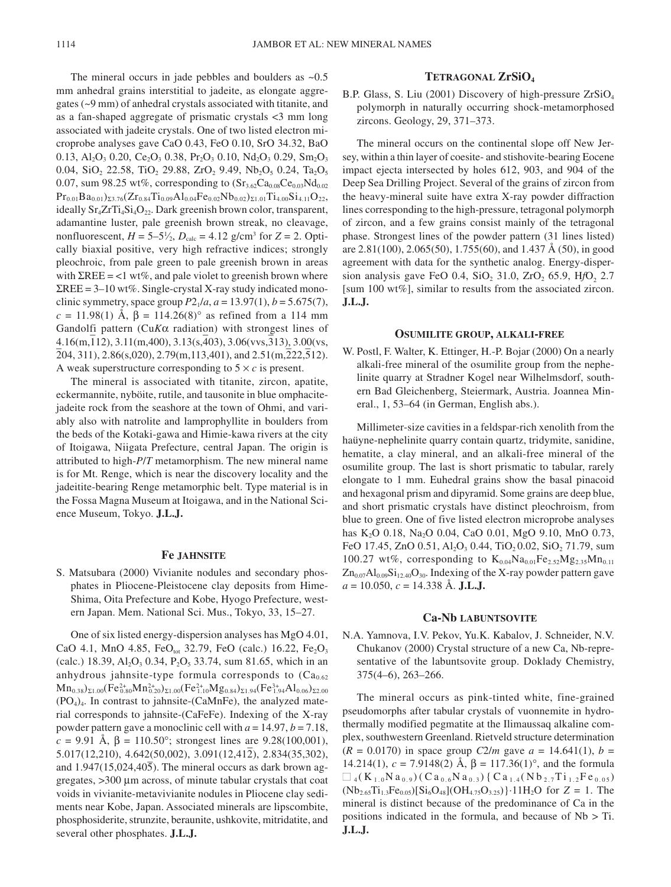The mineral occurs in jade pebbles and boulders as ~0.5 mm anhedral grains interstitial to jadeite, as elongate aggregates (~9 mm) of anhedral crystals associated with titanite, and as a fan-shaped aggregate of prismatic crystals <3 mm long associated with jadeite crystals. One of two listed electron microprobe analyses gave CaO 0.43, FeO 0.10, SrO 34.32, BaO 0.13, $Al_2O_3$ 0.20, $Ce_2O_3$ 0.38, $Pr_2O_3$ 0.10, $Nd_2O_3$ 0.29, $Sm_2O_3$ 0.04, $SiO_2$ 22.58, $TiO_2$ 29.88, $ZrO_2$ 9.49, $Nb_2O_5$ 0.24, $Ta_2O_5$ 0.07, sum 98.25 wt%, corresponding to $(Sr_{3.62}Ca_{0.08}Ce_{0.03}Nd_{0.02}Pr_{0.01}Ba_{0.01})_{\Sigma 3.76}(Zr_{0.84}Ti_{0.09}Al_{0.04}Fe_{0.02}Nb_{0.02})_{\Sigma 1.01}Ti_{4.00}Si_{4.11}O_{22}$, ideally $Sr_4ZrTi_4Si_4O_{22}$. Dark greenish brown color, transparent, adamantine luster, pale greenish brown streak, no cleavage, nonfluorescent, $H = 5–5\frac{1}{2}$, $D_{calc} = 4.12$ g/cm$^3$ for $Z = 2$. Optically biaxial positive, very high refractive indices; strongly pleochroic, from pale green to pale greenish brown in areas with ΣREE = <1 wt%, and pale violet to greenish brown where ΣREE = 3–10 wt%. Single-crystal X-ray study indicated monoclinic symmetry, space group $P2_1/a$, $a = 13.97(1)$, $b = 5.675(7)$, $c = 11.98(1)$ Å, $\beta = 114.26(8)°$ as refined from a 114 mm Gandolfi pattern (Cu$K\alpha$ radiation) with strongest lines of 4.16(m,$\bar{1}$12), 3.11(m,400), 3.13(s,$\bar{4}$03), 3.06(vvs,$\bar{3}$13), 3.00(vs, $\bar{2}$04, 311), 2.86(s,020), 2.79(m,113,401), and 2.51(m,$\bar{2}$22,$\bar{5}$12). A weak superstructure corresponding to $5 \times c$ is present.

The mineral is associated with titanite, zircon, apatite, eckermannite, nyböite, rutile, and tausonite in blue omphacite-jadeite rock from the seashore at the town of Ohmi, and variably also with natrolite and lamprophyllite in boulders from the beds of the Kotaki-gawa and Himie-kawa rivers at the city of Itoigawa, Niigata Prefecture, central Japan. The origin is attributed to high-$P/T$ metamorphism. The new mineral name is for Mt. Renge, which is near the discovery locality and the jadeitite-bearing Renge metamorphic belt. Type material is in the Fossa Magna Museum at Itoigawa, and in the National Science Museum, Tokyo. **J.L.J.**

## Fe JAHNSITE

S. Matsubara (2000) Vivianite nodules and secondary phosphates in Pliocene-Pleistocene clay deposits from Hime-Shima, Oita Prefecture and Kobe, Hyogo Prefecture, western Japan. Mem. National Sci. Mus., Tokyo, 33, 15–27.

One of six listed energy-dispersion analyses has MgO 4.01, CaO 4.1, MnO 4.85, $FeO_{tot}$ 32.79, FeO (calc.) 16.22, $Fe_2O_3$ (calc.) 18.39, $Al_2O_3$ 0.34, $P_2O_5$ 33.74, sum 81.65, which in an anhydrous jahnsite-type formula corresponds to $(Ca_{0.62}Mn_{0.38})_{\Sigma 1.00}(Fe^{2+}_{0.80}Mn^{2+}_{0.20})_{\Sigma 1.00}(Fe^{2+}_{1.10}Mg_{0.84})_{\Sigma 1.94}(Fe^{3+}_{1.94}Al_{0.06})_{\Sigma 2.00}(PO_4)_4$. In contrast to jahnsite-(CaMnFe), the analyzed material corresponds to jahnsite-(CaFeFe). Indexing of the X-ray powder pattern gave a monoclinic cell with $a = 14.97$, $b = 7.18$, $c = 9.91$ Å, $\beta = 110.50°$; strongest lines are 9.28(100,001), 5.017(12,210), 4.642(50,002), 3.091(12,41$\bar{2}$), 2.834(35,302), and 1.947(15,024,40$\bar{5}$). The mineral occurs as dark brown aggregates, >300 μm across, of minute tabular crystals that coat voids in vivianite-metavivianite nodules in Pliocene clay sediments near Kobe, Japan. Associated minerals are lipscombite, phosphosiderite, strunzite, beraunite, ushkovite, mitridatite, and several other phosphates. **J.L.J.**

## TETRAGONAL $ZrSiO_4$

B.P. Glass, S. Liu (2001) Discovery of high-pressure $ZrSiO_4$ polymorph in naturally occurring shock-metamorphosed zircons. Geology, 29, 371–373.

The mineral occurs on the continental slope off New Jersey, within a thin layer of coesite- and stishovite-bearing Eocene impact ejecta intersected by holes 612, 903, and 904 of the Deep Sea Drilling Project. Several of the grains of zircon from the heavy-mineral suite have extra X-ray powder diffraction lines corresponding to the high-pressure, tetragonal polymorph of zircon, and a few grains consist mainly of the tetragonal phase. Strongest lines of the powder pattern (31 lines listed) are 2.81(100), 2.065(50), 1.755(60), and 1.437 Å (50), in good agreement with data for the synthetic analog. Energy-dispersion analysis gave FeO 0.4, $SiO_2$ 31.0, $ZrO_2$ 65.9, $HfO_2$ 2.7 [sum 100 wt%], similar to results from the associated zircon. **J.L.J.**

## OSUMILITE GROUP, ALKALI-FREE

W. Postl, F. Walter, K. Ettinger, H.-P. Bojar (2000) On a nearly alkali-free mineral of the osumilite group from the nephelinite quarry at Stradner Kogel near Wilhelmsdorf, southern Bad Gleichenberg, Steiermark, Austria. Joannea Mineral., 1, 53–64 (in German, English abs.).

Millimeter-size cavities in a feldspar-rich xenolith from the haüyne-nephelinite quarry contain quartz, tridymite, sanidine, hematite, a clay mineral, and an alkali-free mineral of the osumilite group. The last is short prismatic to tabular, rarely elongate to 1 mm. Euhedral grains show the basal pinacoid and hexagonal prism and dipyramid. Some grains are deep blue, and short prismatic crystals have distinct pleochroism, from blue to green. One of five listed electron microprobe analyses has $K_2O$ 0.18, $Na_2O$ 0.04, CaO 0.01, MgO 9.10, MnO 0.73, FeO 17.45, ZnO 0.51, $Al_2O_3$ 0.44, $TiO_2$ 0.02, $SiO_2$ 71.79, sum 100.27 wt%, corresponding to $K_{0.04}Na_{0.01}Fe_{2.52}Mg_{2.35}Mn_{0.11}Zn_{0.07}Al_{0.09}Si_{12.40}O_{30}$. Indexing of the X-ray powder pattern gave $a = 10.050$, $c = 14.338$ Å. **J.L.J.**

## Ca-Nb LABUNTSOVITE

N.A. Yamnova, I.V. Pekov, Yu.K. Kabalov, J. Schneider, N.V. Chukanov (2000) Crystal structure of a new Ca, Nb-representative of the labuntsovite group. Doklady Chemistry, 375(4–6), 263–266.

The mineral occurs as pink-tinted white, fine-grained pseudomorphs after tabular crystals of vuonnemite in hydrothermally modified pegmatite at the Ilimaussaq alkaline complex, southwestern Greenland. Rietveld structure determination ($R = 0.0170$) in space group $C2/m$ gave $a = 14.641(1)$, $b = 14.214(1)$, $c = 7.9148(2)$ Å, $\beta = 117.36(1)°$, and the formula $\square_4(K_{1.0}Na_{0.9})(Ca_{0.6}Na_{0.3})\{Ca_{1.4}(Nb_{2.7}Ti_{1.2}Fe_{0.05})(Nb_{2.65}Ti_{1.3}Fe_{0.05})[Si_8O_{48}](OH_{4.75}O_{3.25})\}\cdot 11H_2O$ for $Z = 1$. The mineral is distinct because of the predominance of Ca in the positions indicated in the formula, and because of Nb > Ti. **J.L.J.**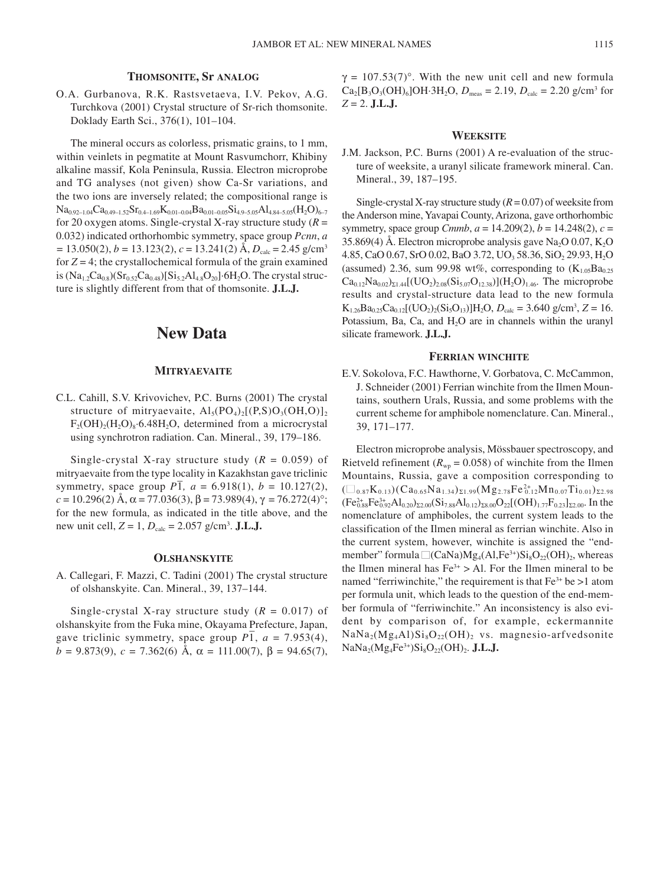### Thomsonite, Sr analog

O.A. Gurbanova, R.K. Rastsvetaeva, I.V. Pekov, A.G. Turchkova (2001) Crystal structure of Sr-rich thomsonite. Doklady Earth Sci., 376(1), 101–104.

The mineral occurs as colorless, prismatic grains, to 1 mm, within veinlets in pegmatite at Mount Rasvumchorr, Khibiny alkaline massif, Kola Peninsula, Russia. Electron microprobe and TG analyses (not given) show Ca-Sr variations, and the two ions are inversely related; the compositional range is $Na_{0.92–1.04}Ca_{0.49–1.52}Sr_{0.4–1.69}K_{0.01–0.04}Ba_{0.01–0.05}Si_{4.9–5.05}Al_{4.84–5.05}(H_2O)_{6–7}$ for 20 oxygen atoms. Single-crystal X-ray structure study ($R$ = 0.032) indicated orthorhombic symmetry, space group *Pcnn*, $a$ = 13.050(2), $b$ = 13.123(2), $c$ = 13.241(2) Å, $D_{calc}$ = 2.45 g/cm³ for $Z$ = 4; the crystallochemical formula of the grain examined is $(Na_{1.2}Ca_{0.8})(Sr_{0.52}Ca_{0.48})[Si_{5.2}Al_{4.8}O_{20}]\cdot 6H_2O$. The crystal structure is slightly different from that of thomsonite. **J.L.J.**

## New Data

### Mitryaevaite

C.L. Cahill, S.V. Krivovichev, P.C. Burns (2001) The crystal structure of mitryaevaite, $Al_5(PO_4)_2[(P,S)O_3(OH,O)]_2F_2(OH)_2(H_2O)_8\cdot 6.48H_2O$, determined from a microcrystal using synchrotron radiation. Can. Mineral., 39, 179–186.

Single-crystal X-ray structure study ($R$ = 0.059) of mitryaevaite from the type locality in Kazakhstan gave triclinic symmetry, space group $P\bar{1}$, $a$ = 6.918(1), $b$ = 10.127(2), $c$ = 10.296(2) Å, $\alpha$ = 77.036(3), $\beta$ = 73.989(4), $\gamma$ = 76.272(4)°; for the new formula, as indicated in the title above, and the new unit cell, $Z$ = 1, $D_{calc}$ = 2.057 g/cm³. **J.L.J.**

### Olshanskyite

A. Callegari, F. Mazzi, C. Tadini (2001) The crystal structure of olshanskyite. Can. Mineral., 39, 137–144.

Single-crystal X-ray structure study ($R$ = 0.017) of olshanskyite from the Fuka mine, Okayama Prefecture, Japan, gave triclinic symmetry, space group $P\bar{1}$, $a$ = 7.953(4), $b$ = 9.873(9), $c$ = 7.362(6) Å, $\alpha$ = 111.00(7), $\beta$ = 94.65(7), $\gamma$ = 107.53(7)°. With the new unit cell and new formula $Ca_2[B_3O_3(OH)_6]OH\cdot 3H_2O$, $D_{meas}$ = 2.19, $D_{calc}$ = 2.20 g/cm³ for $Z$ = 2. **J.L.J.**

### Weeksite

J.M. Jackson, P.C. Burns (2001) A re-evaluation of the structure of weeksite, a uranyl silicate framework mineral. Can. Mineral., 39, 187–195.

Single-crystal X-ray structure study ($R$ = 0.07) of weeksite from the Anderson mine, Yavapai County, Arizona, gave orthorhombic symmetry, space group *Cmmb*, $a$ = 14.209(2), $b$ = 14.248(2), $c$ = 35.869(4) Å. Electron microprobe analysis gave $Na_2O$ 0.07, $K_2O$ 4.85, CaO 0.67, SrO 0.02, BaO 3.72, $UO_3$ 58.36, $SiO_2$ 29.93, $H_2O$ (assumed) 2.36, sum 99.98 wt%, corresponding to $(K_{1.05}Ba_{0.25}Ca_{0.12}Na_{0.02})_{\Sigma 1.44}[(UO_2)_{2.08}(Si_{5.07}O_{12.38})](H_2O)_{1.46}$. The microprobe results and crystal-structure data lead to the new formula $K_{1.26}Ba_{0.25}Ca_{0.12}[(UO_2)_2(Si_5O_{13})]H_2O$, $D_{calc}$ = 3.640 g/cm³, $Z$ = 16. Potassium, Ba, Ca, and $H_2O$ are in channels within the uranyl silicate framework. **J.L.J.**

### Ferrian winchite

E.V. Sokolova, F.C. Hawthorne, V. Gorbatova, C. McCammon, J. Schneider (2001) Ferrian winchite from the Ilmen Mountains, southern Urals, Russia, and some problems with the current scheme for amphibole nomenclature. Can. Mineral., 39, 171–177.

Electron microprobe analysis, Mössbauer spectroscopy, and Rietveld refinement ($R_{wp}$ = 0.058) of winchite from the Ilmen Mountains, Russia, gave a composition corresponding to $(\square_{0.87}K_{0.13})(Ca_{0.65}Na_{1.34})_{\Sigma 1.99}(Mg_{2.78}Fe^{2+}_{0.12}Mn_{0.07}Ti_{0.01})_{\Sigma 2.98}(Fe^{2+}_{0.88}Fe^{3+}_{0.92}Al_{0.20})_{\Sigma 2.00}(Si_{7.88}Al_{0.12})_{\Sigma 8.00}O_{22}[(OH)_{1.77}F_{0.23}]_{\Sigma 2.00}$. In the nomenclature of amphiboles, the current system leads to the classification of the Ilmen mineral as ferrian winchite. Also in the current system, however, winchite is assigned the "end-member" formula $\square(CaNa)Mg_4(Al,Fe^{3+})Si_8O_{22}(OH)_2$, whereas the Ilmen mineral has $Fe^{3+}$ > Al. For the Ilmen mineral to be named "ferriwinchite," the requirement is that $Fe^{3+}$ be >1 atom per formula unit, which leads to the question of the end-member formula of "ferriwinchite." An inconsistency is also evident by comparison of, for example, eckermannite $NaNa_2(Mg_4Al)Si_8O_{22}(OH)_2$ vs. magnesio-arfvedsonite $NaNa_2(Mg_4Fe^{3+})Si_8O_{22}(OH)_2$. **J.L.J.**